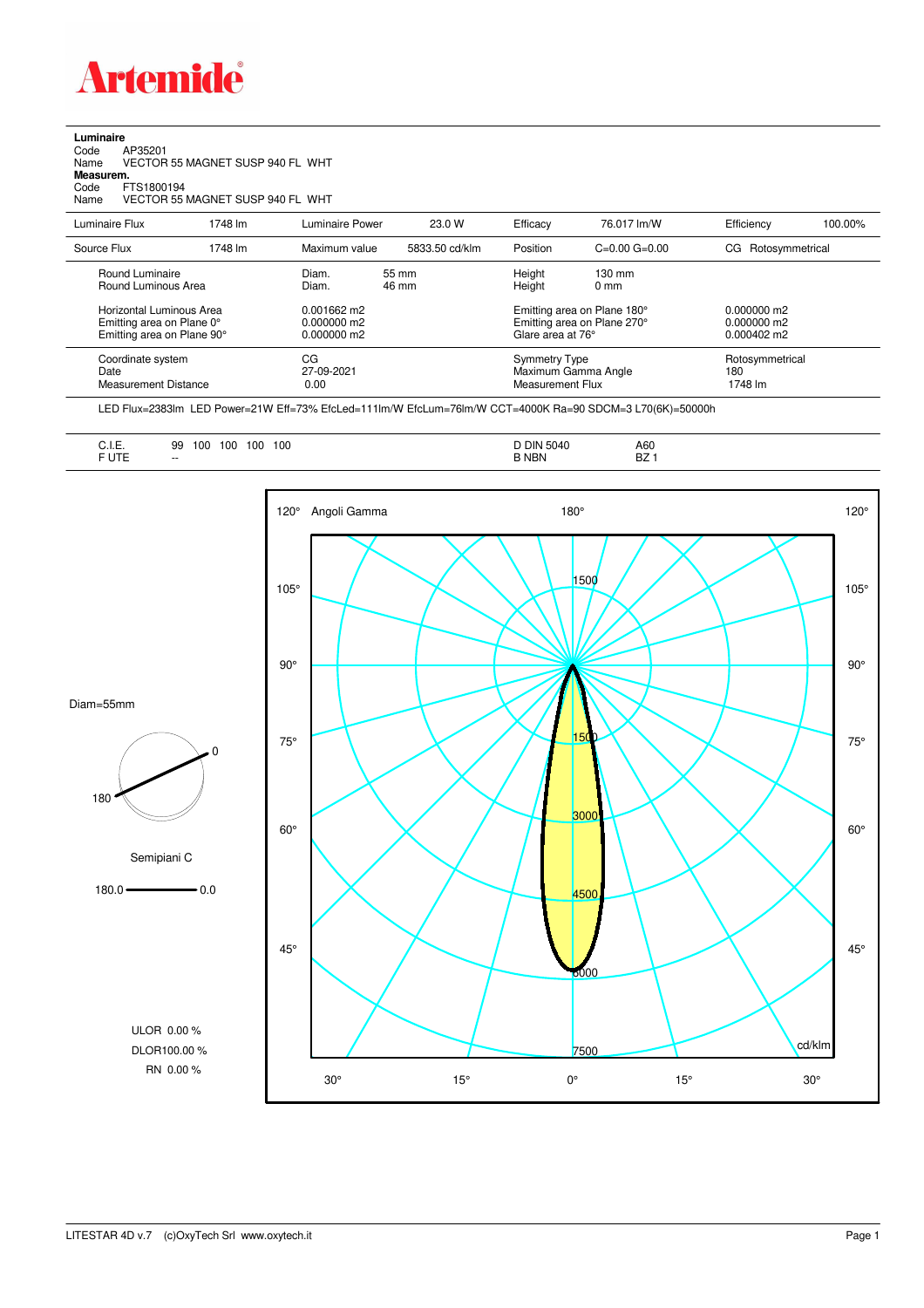**Artemide**

**Luminaire**
Code AP35201
Name VECTOR 55 MAGNET SUSP 940 FL WHT
**Measurem.**
Code FTS1800194
Name VECTOR 55 MAGNET SUSP 940 FL WHT

| Luminaire Flux | 1748 lm | Luminaire Power | 23.0 W | Efficacy | 76.017 lm/W | Efficiency | 100.00% |
|---|---|---|---|---|---|---|---|
| Source Flux | 1748 lm | Maximum value | 5833.50 cd/klm | Position | C=0.00 G=0.00 | CG | Rotosymmetrical |

| | | | | |
|---|---|---|---|---|
| Round Luminaire | Diam. 55 mm | Height | 130 mm | |
| Round Luminous Area | Diam. 46 mm | Height | 0 mm | |
| Horizontal Luminous Area | 0.001662 m2 | Emitting area on Plane 180° | | 0.000000 m2 |
| Emitting area on Plane 0° | 0.000000 m2 | Emitting area on Plane 270° | | 0.000000 m2 |
| Emitting area on Plane 90° | 0.000000 m2 | Glare area at 76° | | 0.000402 m2 |
| Coordinate system | CG | Symmetry Type | | Rotosymmetrical |
| Date | 27-09-2021 | Maximum Gamma Angle | | 180 |
| Measurement Distance | 0.00 | Measurement Flux | | 1748 lm |

LED Flux=2383lm LED Power=21W Eff=73% EfcLed=111lm/W EfcLum=76lm/W CCT=4000K Ra=90 SDCM=3 L70(6K)=50000h

| | | | |
|---|---|---|---|
| C.I.E. | 99 100 100 100 100 | D DIN 5040 | A60 |
| F UTE | -- | B NBN | BZ 1 |

Diam=55mm

Semipiani C

180.0 — 0.0

ULOR 0.00 %
DLOR100.00 %
RN 0.00 %

Angoli Gamma

cd/klm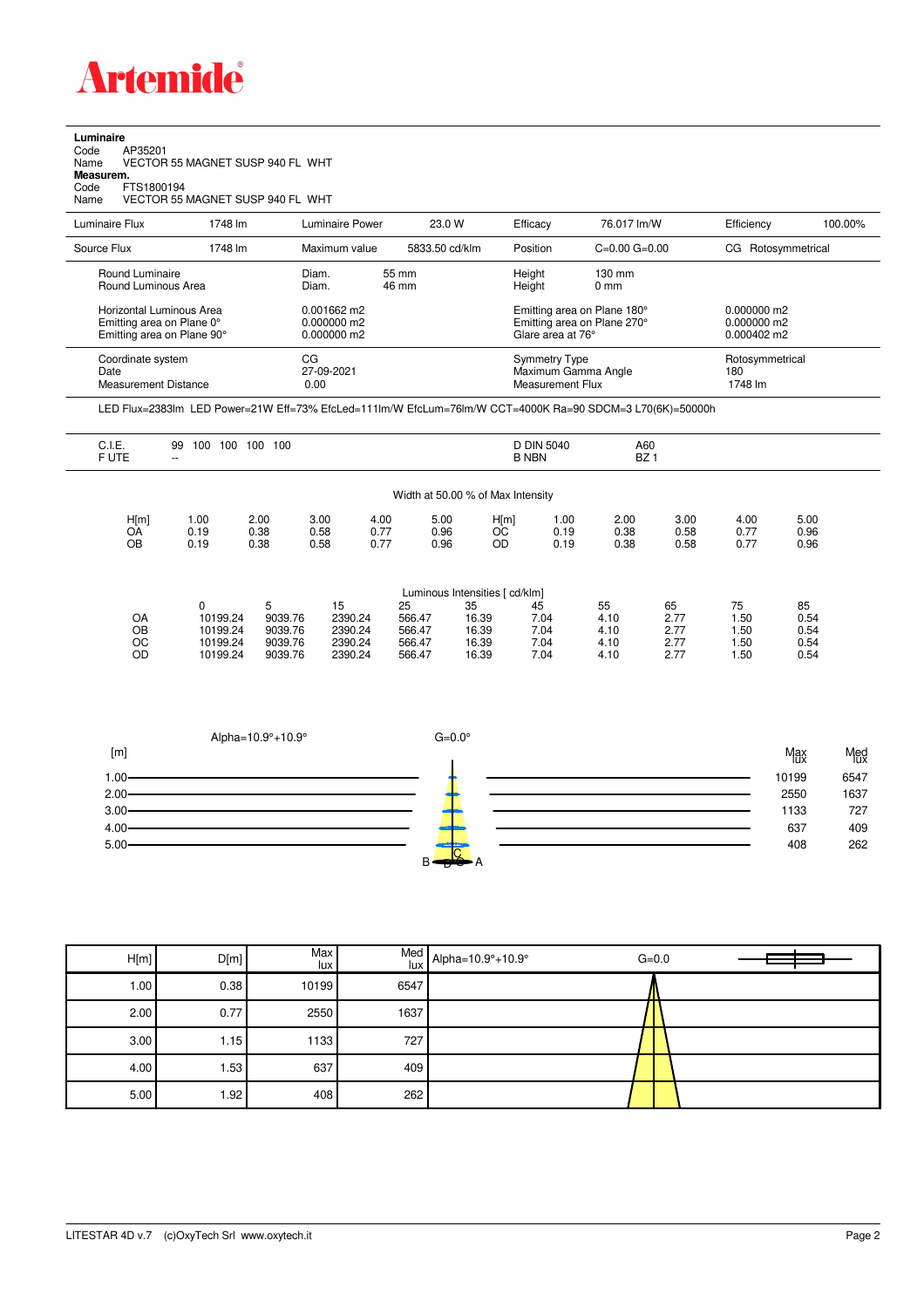Artemide

**Luminaire**
Code AP35201
Name VECTOR 55 MAGNET SUSP 940 FL WHT
**Measurem.**
Code FTS1800194
Name VECTOR 55 MAGNET SUSP 940 FL WHT

| | | | | | | | |
|---|---|---|---|---|---|---|---|
| Luminaire Flux | 1748 lm | Luminaire Power | 23.0 W | Efficacy | 76.017 lm/W | Efficiency | 100.00% |
| Source Flux | 1748 lm | Maximum value | 5833.50 cd/klm | Position | C=0.00 G=0.00 | CG Rotosymmetrical | |

| | | | | | | |
|---|---|---|---|---|---|---|
| Round Luminaire | Diam. | 55 mm | Height | 130 mm | | |
| Round Luminous Area | Diam. | 46 mm | Height | 0 mm | | |
| Horizontal Luminous Area | 0.001662 m2 | | Emitting area on Plane 180° | | 0.000000 m2 | |
| Emitting area on Plane 0° | 0.000000 m2 | | Emitting area on Plane 270° | | 0.000000 m2 | |
| Emitting area on Plane 90° | 0.000000 m2 | | Glare area at 76° | | 0.000402 m2 | |

| | | | |
|---|---|---|---|
| Coordinate system | CG | Symmetry Type | Rotosymmetrical |
| Date | 27-09-2021 | Maximum Gamma Angle | 180 |
| Measurement Distance | 0.00 | Measurement Flux | 1748 lm |

LED Flux=2383lm LED Power=21W Eff=73% EfcLed=111lm/W EfcLum=76lm/W CCT=4000K Ra=90 SDCM=3 L70(6K)=50000h

| | | | |
|---|---|---|---|
| C.I.E. | 99 100 100 100 100 | D DIN 5040 | A60 |
| F UTE | -- | B NBN | BZ 1 |

Width at 50.00 % of Max Intensity

| H[m] | 1.00 | 2.00 | 3.00 | 4.00 | 5.00 | H[m] | 1.00 | 2.00 | 3.00 | 4.00 | 5.00 |
|---|---|---|---|---|---|---|---|---|---|---|---|
| OA | 0.19 | 0.38 | 0.58 | 0.77 | 0.96 | OC | 0.19 | 0.38 | 0.58 | 0.77 | 0.96 |
| OB | 0.19 | 0.38 | 0.58 | 0.77 | 0.96 | OD | 0.19 | 0.38 | 0.58 | 0.77 | 0.96 |

Luminous Intensities [ cd/klm]

| | 0 | 5 | 15 | 25 | 35 | 45 | 55 | 65 | 75 | 85 |
|---|---|---|---|---|---|---|---|---|---|---|
| OA | 10199.24 | 9039.76 | 2390.24 | 566.47 | 16.39 | 7.04 | 4.10 | 2.77 | 1.50 | 0.54 |
| OB | 10199.24 | 9039.76 | 2390.24 | 566.47 | 16.39 | 7.04 | 4.10 | 2.77 | 1.50 | 0.54 |
| OC | 10199.24 | 9039.76 | 2390.24 | 566.47 | 16.39 | 7.04 | 4.10 | 2.77 | 1.50 | 0.54 |
| OD | 10199.24 | 9039.76 | 2390.24 | 566.47 | 16.39 | 7.04 | 4.10 | 2.77 | 1.50 | 0.54 |

Alpha=10.9°+10.9°
G=0.0°
[m]
Max lux
Med lux
1.00 10199 6547
2.00 2550 1637
3.00 1133 727
4.00 637 409
5.00 408 262
B D C A

| H[m] | D[m] | Max lux | Med lux | Alpha=10.9°+10.9° G=0.0 |
|---|---|---|---|---|
| 1.00 | 0.38 | 10199 | 6547 | |
| 2.00 | 0.77 | 2550 | 1637 | |
| 3.00 | 1.15 | 1133 | 727 | |
| 4.00 | 1.53 | 637 | 409 | |
| 5.00 | 1.92 | 408 | 262 | |

LITESTAR 4D v.7 (c)OxyTech Srl www.oxytech.it